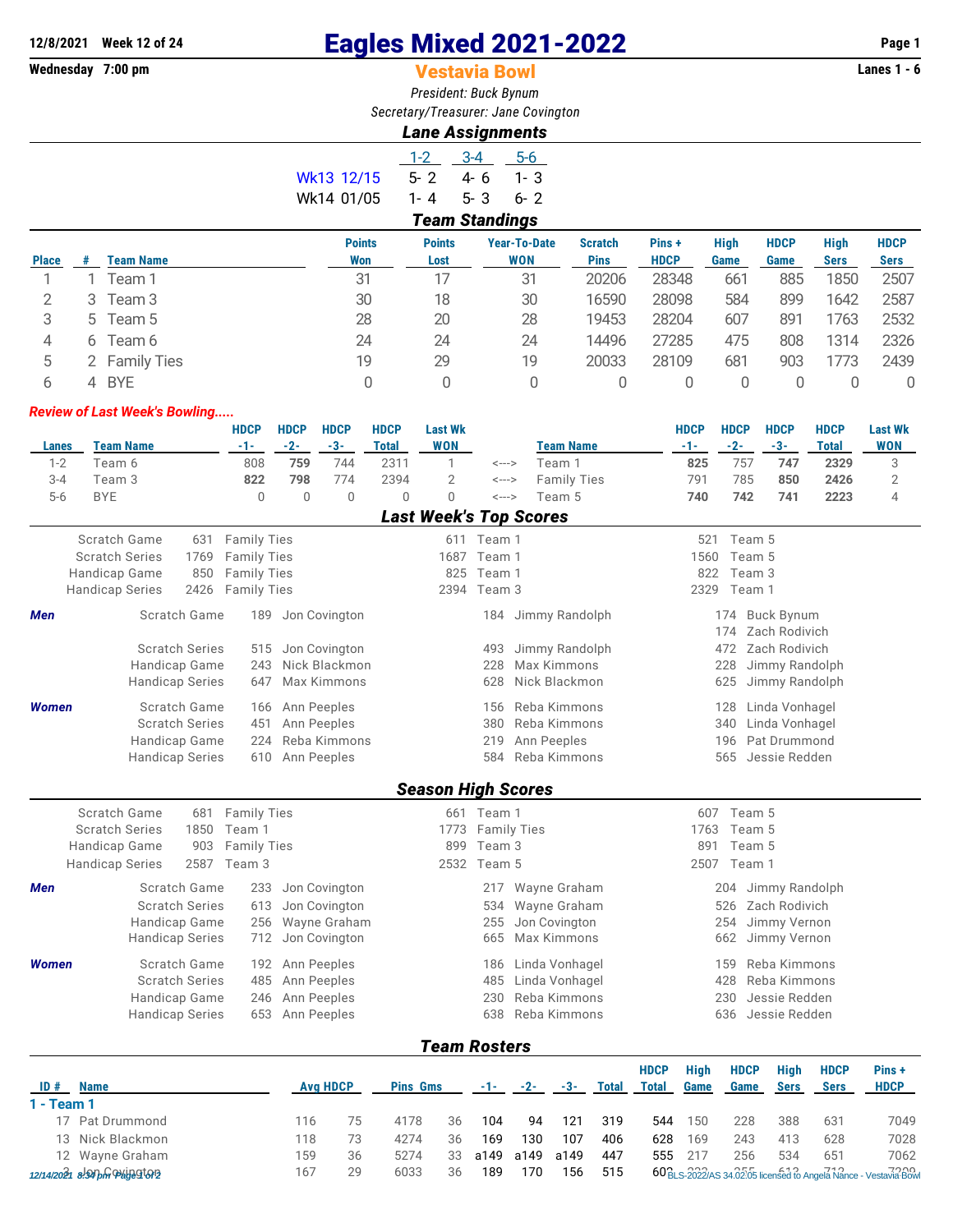**12/8/2021 Week 12 of 24**
**Wednesday 7:00 pm**

# Eagles Mixed 2021-2022

## Vestavia Bowl

**Lanes 1 - 6**

*President: Buck Bynum*
*Secretary/Treasurer: Jane Covington*

### Lane Assignments

| | 1-2 | 3-4 | 5-6 |
|---|---|---|---|
| Wk13 12/15 | 5- 2 | 4- 6 | 1- 3 |
| Wk14 01/05 | 1- 4 | 5- 3 | 6- 2 |

### Team Standings

| Place | # | Team Name | Points Won | Points Lost | Year-To-Date WON | Scratch Pins | Pins + HDCP | High Game | HDCP Game | High Sers | HDCP Sers |
|---|---|---|---|---|---|---|---|---|---|---|---|
| 1 | 1 | Team 1 | 31 | 17 | 31 | 20206 | 28348 | 661 | 885 | 1850 | 2507 |
| 2 | 3 | Team 3 | 30 | 18 | 30 | 16590 | 28098 | 584 | 899 | 1642 | 2587 |
| 3 | 5 | Team 5 | 28 | 20 | 28 | 19453 | 28204 | 607 | 891 | 1763 | 2532 |
| 4 | 6 | Team 6 | 24 | 24 | 24 | 14496 | 27285 | 475 | 808 | 1314 | 2326 |
| 5 | 2 | Family Ties | 19 | 29 | 19 | 20033 | 28109 | 681 | 903 | 1773 | 2439 |
| 6 | 4 | BYE | 0 | 0 | 0 | 0 | 0 | 0 | 0 | 0 | 0 |

***Review of Last Week's Bowling.....***

| Lanes | Team Name | HDCP -1- | HDCP -2- | HDCP -3- | HDCP Total | Last Wk WON | | Team Name | HDCP -1- | HDCP -2- | HDCP -3- | HDCP Total | Last Wk WON |
|---|---|---|---|---|---|---|---|---|---|---|---|---|---|
| 1-2 | Team 6 | 808 | **759** | 744 | 2311 | 1 | <---> | Team 1 | **825** | 757 | **747** | **2329** | 3 |
| 3-4 | Team 3 | **822** | **798** | 774 | 2394 | 2 | <---> | Family Ties | 791 | 785 | **850** | **2426** | 2 |
| 5-6 | BYE | 0 | 0 | 0 | 0 | 0 | <---> | Team 5 | **740** | **742** | **741** | **2223** | 4 |

### Last Week's Top Scores

| | | | | | | |
|---|---|---|---|---|---|---|
| Scratch Game | 631 | Family Ties | 611 | Team 1 | 521 | Team 5 |
| Scratch Series | 1769 | Family Ties | 1687 | Team 1 | 1560 | Team 5 |
| Handicap Game | 850 | Family Ties | 825 | Team 1 | 822 | Team 3 |
| Handicap Series | 2426 | Family Ties | 2394 | Team 3 | 2329 | Team 1 |

| | | | | | | | |
|---|---|---|---|---|---|---|---|
| ***Men*** | Scratch Game | 189 | Jon Covington | 184 | Jimmy Randolph | 174 | Buck Bynum |
| | | | | | | 174 | Zach Rodivich |
| | Scratch Series | 515 | Jon Covington | 493 | Jimmy Randolph | 472 | Zach Rodivich |
| | Handicap Game | 243 | Nick Blackmon | 228 | Max Kimmons | 228 | Jimmy Randolph |
| | Handicap Series | 647 | Max Kimmons | 628 | Nick Blackmon | 625 | Jimmy Randolph |
| ***Women*** | Scratch Game | 166 | Ann Peeples | 156 | Reba Kimmons | 128 | Linda Vonhagel |
| | Scratch Series | 451 | Ann Peeples | 380 | Reba Kimmons | 340 | Linda Vonhagel |
| | Handicap Game | 224 | Reba Kimmons | 219 | Ann Peeples | 196 | Pat Drummond |
| | Handicap Series | 610 | Ann Peeples | 584 | Reba Kimmons | 565 | Jessie Redden |

### Season High Scores

| | | | | | | |
|---|---|---|---|---|---|---|
| Scratch Game | 681 | Family Ties | 661 | Team 1 | 607 | Team 5 |
| Scratch Series | 1850 | Team 1 | 1773 | Family Ties | 1763 | Team 5 |
| Handicap Game | 903 | Family Ties | 899 | Team 3 | 891 | Team 5 |
| Handicap Series | 2587 | Team 3 | 2532 | Team 5 | 2507 | Team 1 |

| | | | | | | | |
|---|---|---|---|---|---|---|---|
| ***Men*** | Scratch Game | 233 | Jon Covington | 217 | Wayne Graham | 204 | Jimmy Randolph |
| | Scratch Series | 613 | Jon Covington | 534 | Wayne Graham | 526 | Zach Rodivich |
| | Handicap Game | 256 | Wayne Graham | 255 | Jon Covington | 254 | Jimmy Vernon |
| | Handicap Series | 712 | Jon Covington | 665 | Max Kimmons | 662 | Jimmy Vernon |
| ***Women*** | Scratch Game | 192 | Ann Peeples | 186 | Linda Vonhagel | 159 | Reba Kimmons |
| | Scratch Series | 485 | Ann Peeples | 485 | Linda Vonhagel | 428 | Reba Kimmons |
| | Handicap Game | 246 | Ann Peeples | 230 | Reba Kimmons | 230 | Jessie Redden |
| | Handicap Series | 653 | Ann Peeples | 638 | Reba Kimmons | 636 | Jessie Redden |

### Team Rosters

| ID # | Name | Avg | HDCP | Pins | Gms | -1- | -2- | -3- | Total | HDCP Total | High Game | HDCP Game | High Sers | HDCP Sers | Pins + HDCP |
|---|---|---|---|---|---|---|---|---|---|---|---|---|---|---|---|
| **1 - Team 1** | | | | | | | | | | | | | | | |
| 17 | Pat Drummond | 116 | 75 | 4178 | 36 | 104 | 94 | 121 | 319 | 544 | 150 | 228 | 388 | 631 | 7049 |
| 13 | Nick Blackmon | 118 | 73 | 4274 | 36 | 169 | 130 | 107 | 406 | 628 | 169 | 243 | 413 | 628 | 7028 |
| 12 | Wayne Graham | 159 | 36 | 5274 | 33 | a149 | a149 | a149 | 447 | 555 | 217 | 256 | 534 | 651 | 7062 |
| 3 | Jon Covington | 167 | 29 | 6033 | 36 | 189 | 170 | 156 | 515 | 602 | 233 | 255 | 613 | 712 | 7209 |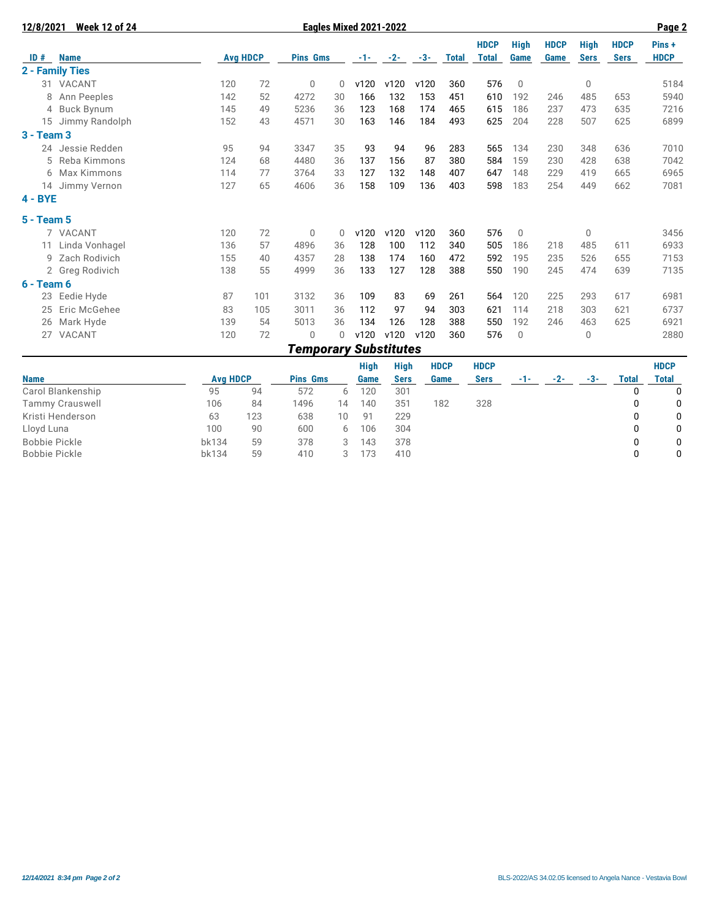**12/8/2021 Week 12 of 24** **Eagles Mixed 2021-2022**

| ID # | Name | Avg | HDCP | Pins | Gms | -1- | -2- | -3- | Total | HDCP Total | High Game | HDCP Game | High Sers | HDCP Sers | Pins + HDCP |
|---|---|---|---|---|---|---|---|---|---|---|---|---|---|---|---|
| **2 - Family Ties** | | | | | | | | | | | | | | | |
| 31 | VACANT | 120 | 72 | 0 | 0 | v120 | v120 | v120 | 360 | 576 | 0 | | 0 | | 5184 |
| 8 | Ann Peeples | 142 | 52 | 4272 | 30 | 166 | 132 | 153 | 451 | 610 | 192 | 246 | 485 | 653 | 5940 |
| 4 | Buck Bynum | 145 | 49 | 5236 | 36 | 123 | 168 | 174 | 465 | 615 | 186 | 237 | 473 | 635 | 7216 |
| 15 | Jimmy Randolph | 152 | 43 | 4571 | 30 | 163 | 146 | 184 | 493 | 625 | 204 | 228 | 507 | 625 | 6899 |
| **3 - Team 3** | | | | | | | | | | | | | | | |
| 24 | Jessie Redden | 95 | 94 | 3347 | 35 | 93 | 94 | 96 | 283 | 565 | 134 | 230 | 348 | 636 | 7010 |
| 5 | Reba Kimmons | 124 | 68 | 4480 | 36 | 137 | 156 | 87 | 380 | 584 | 159 | 230 | 428 | 638 | 7042 |
| 6 | Max Kimmons | 114 | 77 | 3764 | 33 | 127 | 132 | 148 | 407 | 647 | 148 | 229 | 419 | 665 | 6965 |
| 14 | Jimmy Vernon | 127 | 65 | 4606 | 36 | 158 | 109 | 136 | 403 | 598 | 183 | 254 | 449 | 662 | 7081 |
| **4 - BYE** | | | | | | | | | | | | | | | |
| **5 - Team 5** | | | | | | | | | | | | | | | |
| 7 | VACANT | 120 | 72 | 0 | 0 | v120 | v120 | v120 | 360 | 576 | 0 | | 0 | | 3456 |
| 11 | Linda Vonhagel | 136 | 57 | 4896 | 36 | 128 | 100 | 112 | 340 | 505 | 186 | 218 | 485 | 611 | 6933 |
| 9 | Zach Rodivich | 155 | 40 | 4357 | 28 | 138 | 174 | 160 | 472 | 592 | 195 | 235 | 526 | 655 | 7153 |
| 2 | Greg Rodivich | 138 | 55 | 4999 | 36 | 133 | 127 | 128 | 388 | 550 | 190 | 245 | 474 | 639 | 7135 |
| **6 - Team 6** | | | | | | | | | | | | | | | |
| 23 | Eedie Hyde | 87 | 101 | 3132 | 36 | 109 | 83 | 69 | 261 | 564 | 120 | 225 | 293 | 617 | 6981 |
| 25 | Eric McGehee | 83 | 105 | 3011 | 36 | 112 | 97 | 94 | 303 | 621 | 114 | 218 | 303 | 621 | 6737 |
| 26 | Mark Hyde | 139 | 54 | 5013 | 36 | 134 | 126 | 128 | 388 | 550 | 192 | 246 | 463 | 625 | 6921 |
| 27 | VACANT | 120 | 72 | 0 | 0 | v120 | v120 | v120 | 360 | 576 | 0 | | 0 | | 2880 |

## *Temporary Substitutes*

| Name | Avg | HDCP | Pins | Gms | High Game | High Sers | HDCP Game | HDCP Sers | -1- | -2- | -3- | Total | HDCP Total |
|---|---|---|---|---|---|---|---|---|---|---|---|---|---|
| Carol Blankenship | 95 | 94 | 572 | 6 | 120 | 301 | | | | | | 0 | 0 |
| Tammy Crauswell | 106 | 84 | 1496 | 14 | 140 | 351 | 182 | 328 | | | | 0 | 0 |
| Kristi Henderson | 63 | 123 | 638 | 10 | 91 | 229 | | | | | | 0 | 0 |
| Lloyd Luna | 100 | 90 | 600 | 6 | 106 | 304 | | | | | | 0 | 0 |
| Bobbie Pickle | bk134 | 59 | 378 | 3 | 143 | 378 | | | | | | 0 | 0 |
| Bobbie Pickle | bk134 | 59 | 410 | 3 | 173 | 410 | | | | | | 0 | 0 |

*12/14/2021 8:34 pm*

BLS-2022/AS 34.02.05 licensed to Angela Nance - Vestavia Bowl